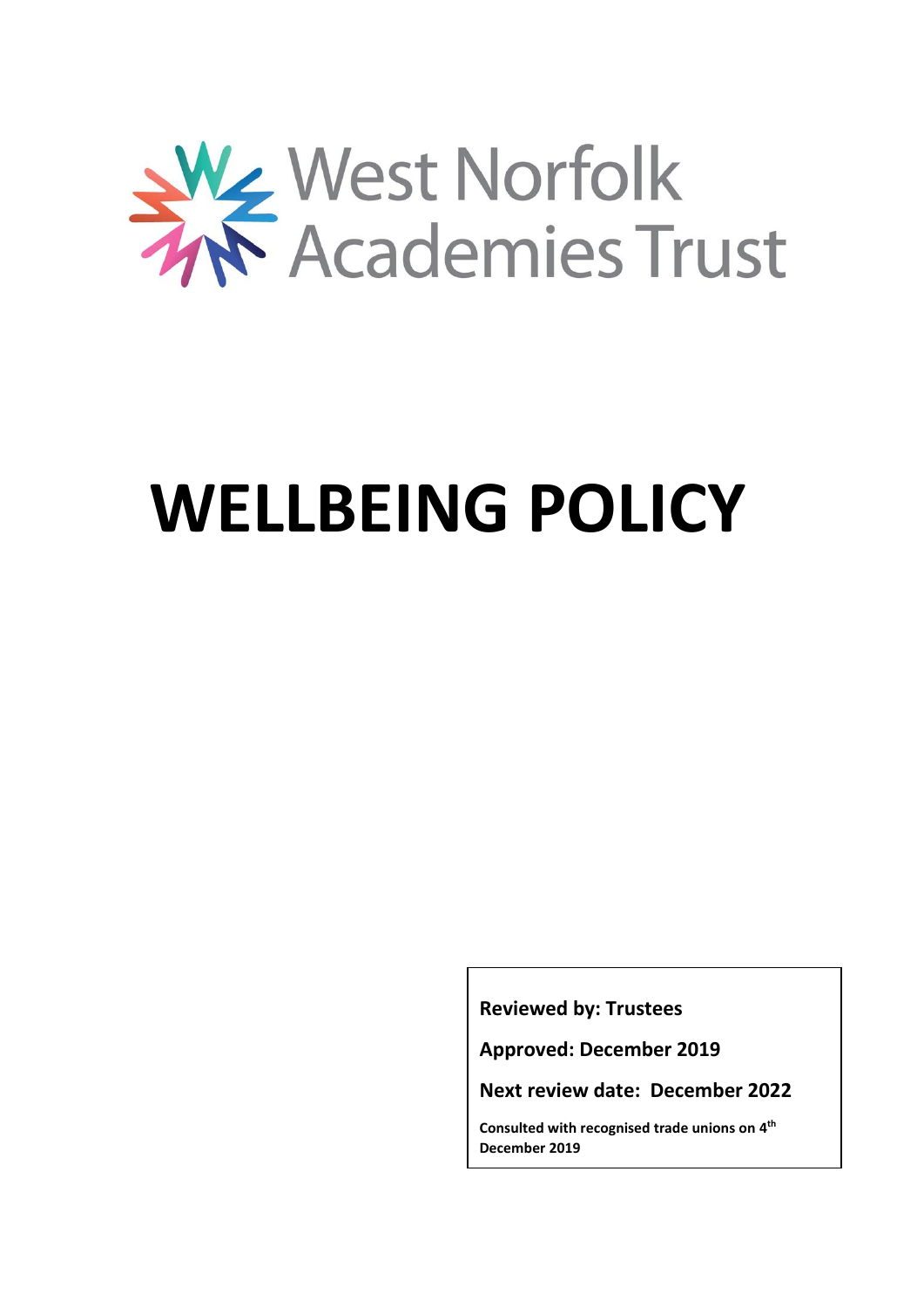West Norfolk Academies Trust

# WELLBEING POLICY

**Reviewed by: Trustees**

**Approved: December 2019**

**Next review date: December 2022**

**Consulted with recognised trade unions on 4th December 2019**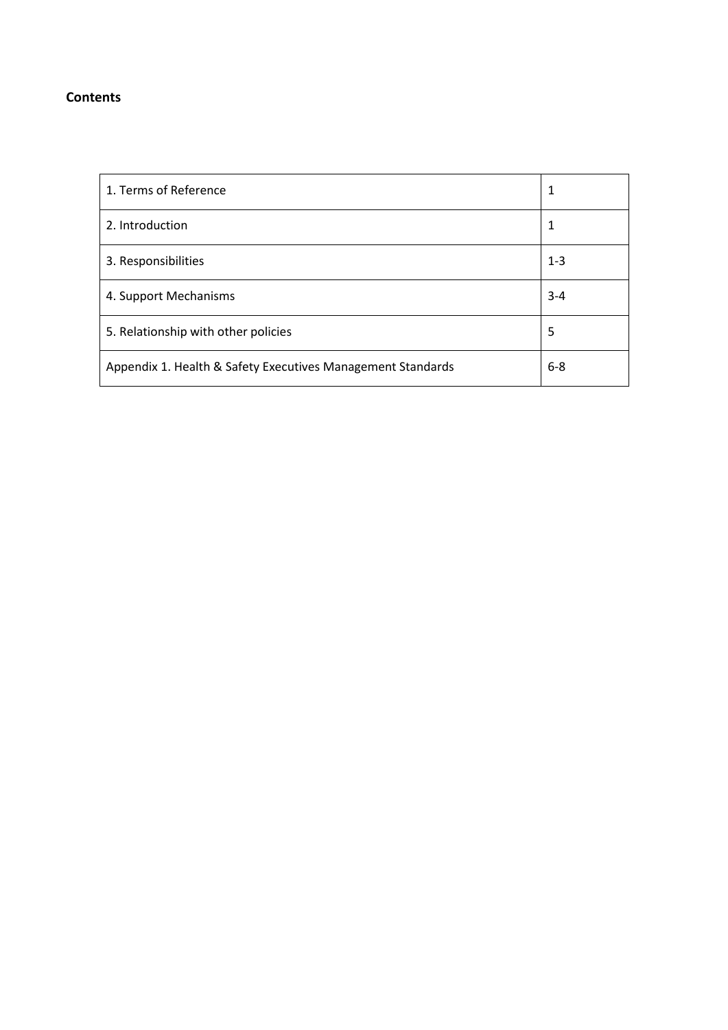**Contents**

| 1. Terms of Reference | 1 |
| --- | --- |
| 2. Introduction | 1 |
| 3. Responsibilities | 1-3 |
| 4. Support Mechanisms | 3-4 |
| 5. Relationship with other policies | 5 |
| Appendix 1. Health & Safety Executives Management Standards | 6-8 |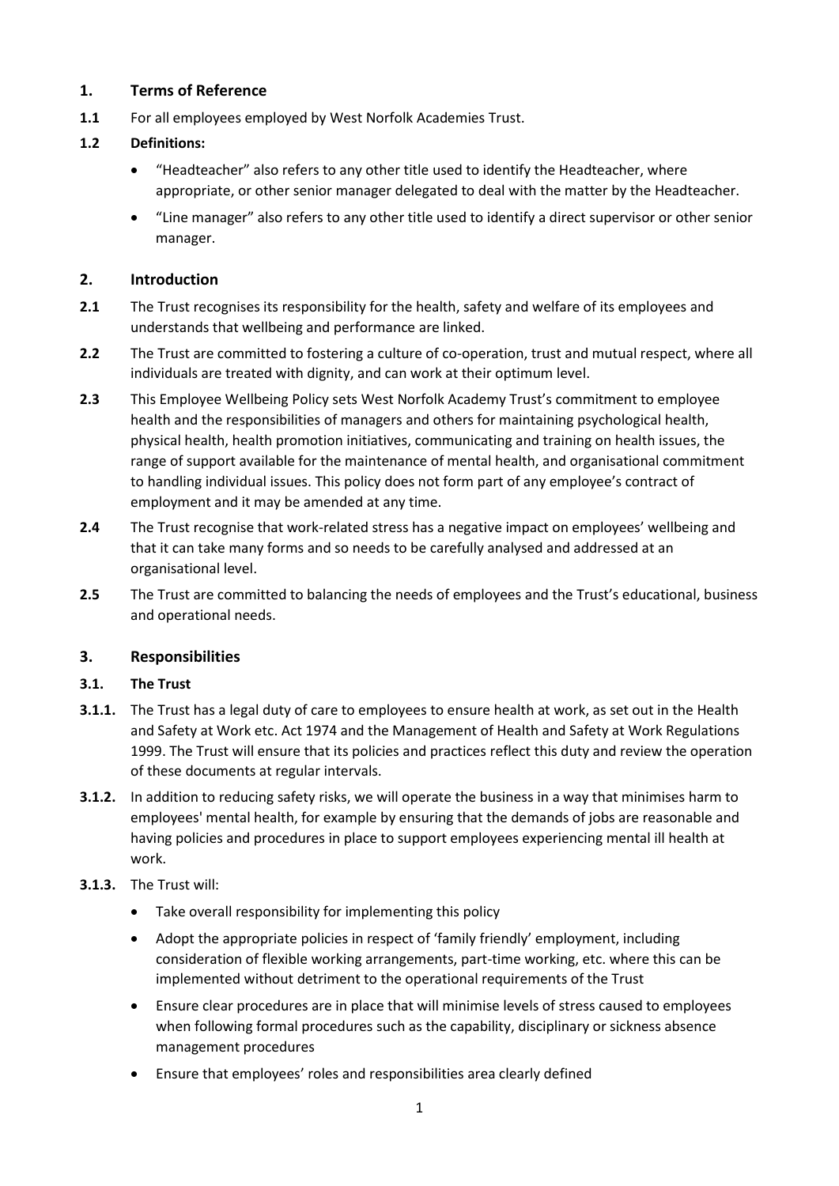## 1. Terms of Reference

**1.1** For all employees employed by West Norfolk Academies Trust.

**1.2 Definitions:**

- "Headteacher" also refers to any other title used to identify the Headteacher, where appropriate, or other senior manager delegated to deal with the matter by the Headteacher.
- "Line manager" also refers to any other title used to identify a direct supervisor or other senior manager.

## 2. Introduction

**2.1** The Trust recognises its responsibility for the health, safety and welfare of its employees and understands that wellbeing and performance are linked.

**2.2** The Trust are committed to fostering a culture of co-operation, trust and mutual respect, where all individuals are treated with dignity, and can work at their optimum level.

**2.3** This Employee Wellbeing Policy sets West Norfolk Academy Trust's commitment to employee health and the responsibilities of managers and others for maintaining psychological health, physical health, health promotion initiatives, communicating and training on health issues, the range of support available for the maintenance of mental health, and organisational commitment to handling individual issues. This policy does not form part of any employee's contract of employment and it may be amended at any time.

**2.4** The Trust recognise that work-related stress has a negative impact on employees' wellbeing and that it can take many forms and so needs to be carefully analysed and addressed at an organisational level.

**2.5** The Trust are committed to balancing the needs of employees and the Trust's educational, business and operational needs.

## 3. Responsibilities

### 3.1. The Trust

**3.1.1.** The Trust has a legal duty of care to employees to ensure health at work, as set out in the Health and Safety at Work etc. Act 1974 and the Management of Health and Safety at Work Regulations 1999. The Trust will ensure that its policies and practices reflect this duty and review the operation of these documents at regular intervals.

**3.1.2.** In addition to reducing safety risks, we will operate the business in a way that minimises harm to employees' mental health, for example by ensuring that the demands of jobs are reasonable and having policies and procedures in place to support employees experiencing mental ill health at work.

**3.1.3.** The Trust will:

- Take overall responsibility for implementing this policy
- Adopt the appropriate policies in respect of 'family friendly' employment, including consideration of flexible working arrangements, part-time working, etc. where this can be implemented without detriment to the operational requirements of the Trust
- Ensure clear procedures are in place that will minimise levels of stress caused to employees when following formal procedures such as the capability, disciplinary or sickness absence management procedures
- Ensure that employees' roles and responsibilities area clearly defined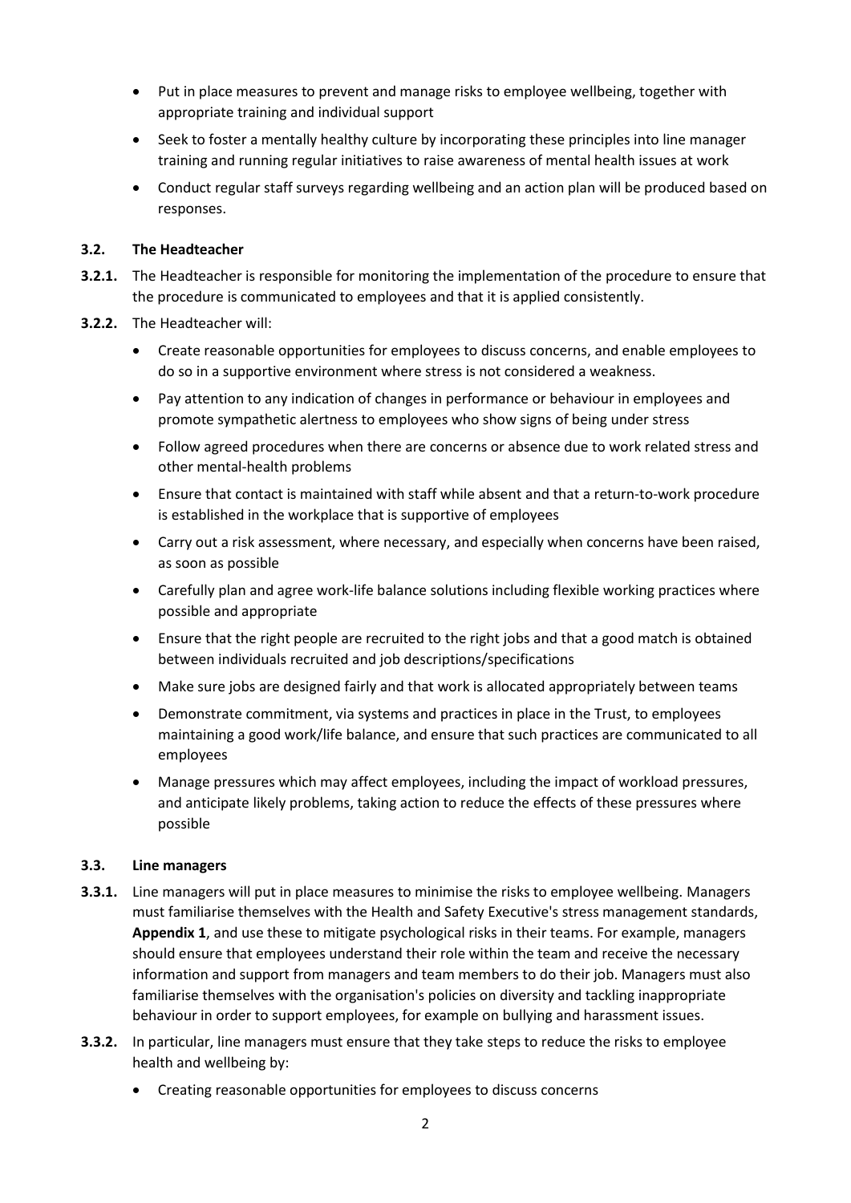- Put in place measures to prevent and manage risks to employee wellbeing, together with appropriate training and individual support
- Seek to foster a mentally healthy culture by incorporating these principles into line manager training and running regular initiatives to raise awareness of mental health issues at work
- Conduct regular staff surveys regarding wellbeing and an action plan will be produced based on responses.

### 3.2. The Headteacher

**3.2.1.** The Headteacher is responsible for monitoring the implementation of the procedure to ensure that the procedure is communicated to employees and that it is applied consistently.

**3.2.2.** The Headteacher will:

- Create reasonable opportunities for employees to discuss concerns, and enable employees to do so in a supportive environment where stress is not considered a weakness.
- Pay attention to any indication of changes in performance or behaviour in employees and promote sympathetic alertness to employees who show signs of being under stress
- Follow agreed procedures when there are concerns or absence due to work related stress and other mental-health problems
- Ensure that contact is maintained with staff while absent and that a return-to-work procedure is established in the workplace that is supportive of employees
- Carry out a risk assessment, where necessary, and especially when concerns have been raised, as soon as possible
- Carefully plan and agree work-life balance solutions including flexible working practices where possible and appropriate
- Ensure that the right people are recruited to the right jobs and that a good match is obtained between individuals recruited and job descriptions/specifications
- Make sure jobs are designed fairly and that work is allocated appropriately between teams
- Demonstrate commitment, via systems and practices in place in the Trust, to employees maintaining a good work/life balance, and ensure that such practices are communicated to all employees
- Manage pressures which may affect employees, including the impact of workload pressures, and anticipate likely problems, taking action to reduce the effects of these pressures where possible

### 3.3. Line managers

**3.3.1.** Line managers will put in place measures to minimise the risks to employee wellbeing. Managers must familiarise themselves with the Health and Safety Executive's stress management standards, **Appendix 1**, and use these to mitigate psychological risks in their teams. For example, managers should ensure that employees understand their role within the team and receive the necessary information and support from managers and team members to do their job. Managers must also familiarise themselves with the organisation's policies on diversity and tackling inappropriate behaviour in order to support employees, for example on bullying and harassment issues.

**3.3.2.** In particular, line managers must ensure that they take steps to reduce the risks to employee health and wellbeing by:

- Creating reasonable opportunities for employees to discuss concerns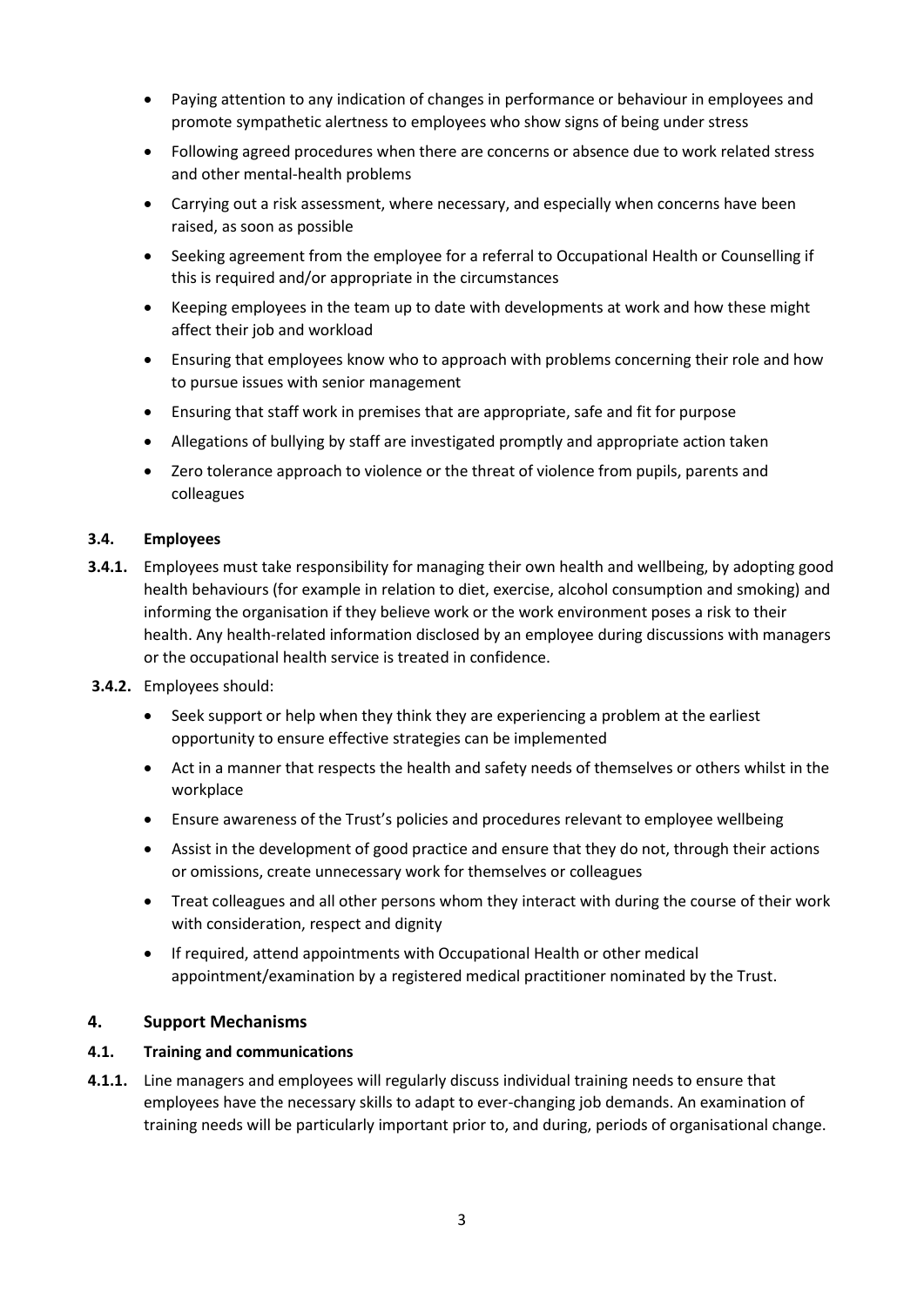- Paying attention to any indication of changes in performance or behaviour in employees and promote sympathetic alertness to employees who show signs of being under stress
- Following agreed procedures when there are concerns or absence due to work related stress and other mental-health problems
- Carrying out a risk assessment, where necessary, and especially when concerns have been raised, as soon as possible
- Seeking agreement from the employee for a referral to Occupational Health or Counselling if this is required and/or appropriate in the circumstances
- Keeping employees in the team up to date with developments at work and how these might affect their job and workload
- Ensuring that employees know who to approach with problems concerning their role and how to pursue issues with senior management
- Ensuring that staff work in premises that are appropriate, safe and fit for purpose
- Allegations of bullying by staff are investigated promptly and appropriate action taken
- Zero tolerance approach to violence or the threat of violence from pupils, parents and colleagues

### 3.4. Employees

**3.4.1.** Employees must take responsibility for managing their own health and wellbeing, by adopting good health behaviours (for example in relation to diet, exercise, alcohol consumption and smoking) and informing the organisation if they believe work or the work environment poses a risk to their health. Any health-related information disclosed by an employee during discussions with managers or the occupational health service is treated in confidence.

**3.4.2.** Employees should:

- Seek support or help when they think they are experiencing a problem at the earliest opportunity to ensure effective strategies can be implemented
- Act in a manner that respects the health and safety needs of themselves or others whilst in the workplace
- Ensure awareness of the Trust's policies and procedures relevant to employee wellbeing
- Assist in the development of good practice and ensure that they do not, through their actions or omissions, create unnecessary work for themselves or colleagues
- Treat colleagues and all other persons whom they interact with during the course of their work with consideration, respect and dignity
- If required, attend appointments with Occupational Health or other medical appointment/examination by a registered medical practitioner nominated by the Trust.

## 4. Support Mechanisms

### 4.1. Training and communications

**4.1.1.** Line managers and employees will regularly discuss individual training needs to ensure that employees have the necessary skills to adapt to ever-changing job demands. An examination of training needs will be particularly important prior to, and during, periods of organisational change.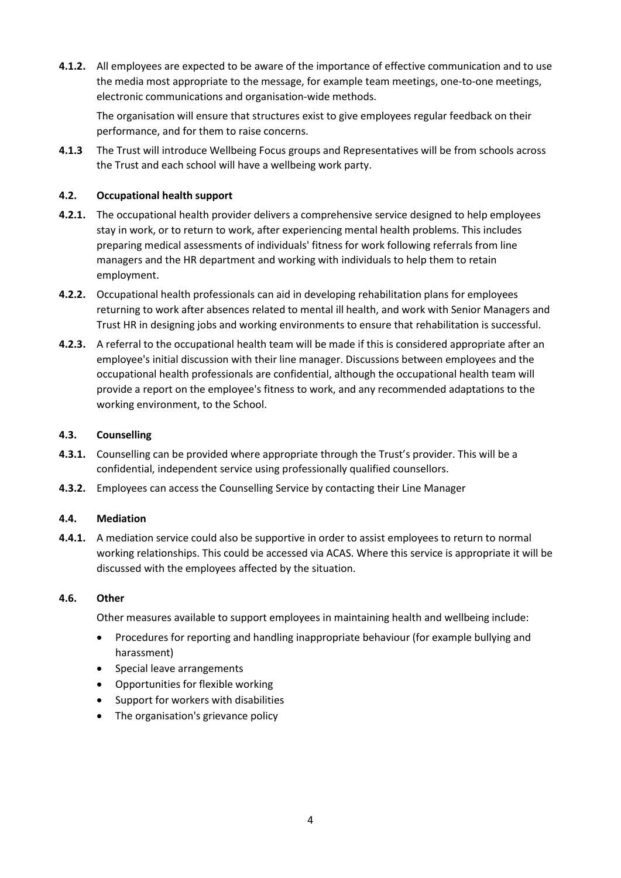**4.1.2.** All employees are expected to be aware of the importance of effective communication and to use the media most appropriate to the message, for example team meetings, one-to-one meetings, electronic communications and organisation-wide methods.

The organisation will ensure that structures exist to give employees regular feedback on their performance, and for them to raise concerns.

**4.1.3** The Trust will introduce Wellbeing Focus groups and Representatives will be from schools across the Trust and each school will have a wellbeing work party.

### 4.2. Occupational health support

**4.2.1.** The occupational health provider delivers a comprehensive service designed to help employees stay in work, or to return to work, after experiencing mental health problems. This includes preparing medical assessments of individuals' fitness for work following referrals from line managers and the HR department and working with individuals to help them to retain employment.

**4.2.2.** Occupational health professionals can aid in developing rehabilitation plans for employees returning to work after absences related to mental ill health, and work with Senior Managers and Trust HR in designing jobs and working environments to ensure that rehabilitation is successful.

**4.2.3.** A referral to the occupational health team will be made if this is considered appropriate after an employee's initial discussion with their line manager. Discussions between employees and the occupational health professionals are confidential, although the occupational health team will provide a report on the employee's fitness to work, and any recommended adaptations to the working environment, to the School.

### 4.3. Counselling

**4.3.1.** Counselling can be provided where appropriate through the Trust's provider. This will be a confidential, independent service using professionally qualified counsellors.

**4.3.2.** Employees can access the Counselling Service by contacting their Line Manager

### 4.4. Mediation

**4.4.1.** A mediation service could also be supportive in order to assist employees to return to normal working relationships. This could be accessed via ACAS. Where this service is appropriate it will be discussed with the employees affected by the situation.

### 4.6. Other

Other measures available to support employees in maintaining health and wellbeing include:

- Procedures for reporting and handling inappropriate behaviour (for example bullying and harassment)
- Special leave arrangements
- Opportunities for flexible working
- Support for workers with disabilities
- The organisation's grievance policy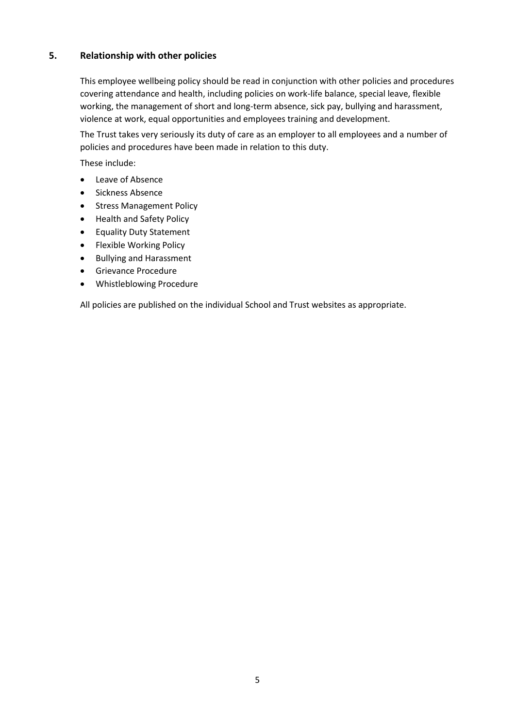## 5. Relationship with other policies

This employee wellbeing policy should be read in conjunction with other policies and procedures covering attendance and health, including policies on work-life balance, special leave, flexible working, the management of short and long-term absence, sick pay, bullying and harassment, violence at work, equal opportunities and employees training and development.

The Trust takes very seriously its duty of care as an employer to all employees and a number of policies and procedures have been made in relation to this duty.

These include:

- Leave of Absence
- Sickness Absence
- Stress Management Policy
- Health and Safety Policy
- Equality Duty Statement
- Flexible Working Policy
- Bullying and Harassment
- Grievance Procedure
- Whistleblowing Procedure

All policies are published on the individual School and Trust websites as appropriate.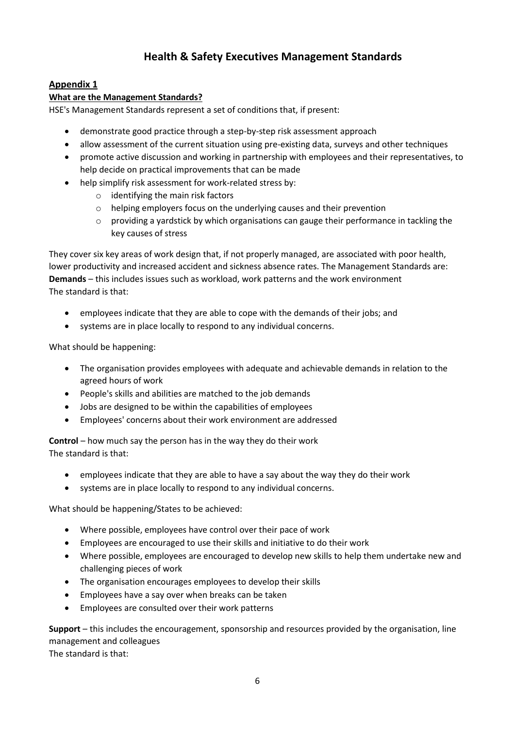# Health & Safety Executives Management Standards

## Appendix 1

### What are the Management Standards?

HSE's Management Standards represent a set of conditions that, if present:

- demonstrate good practice through a step-by-step risk assessment approach
- allow assessment of the current situation using pre-existing data, surveys and other techniques
- promote active discussion and working in partnership with employees and their representatives, to help decide on practical improvements that can be made
- help simplify risk assessment for work-related stress by:
  - identifying the main risk factors
  - helping employers focus on the underlying causes and their prevention
  - providing a yardstick by which organisations can gauge their performance in tackling the key causes of stress

They cover six key areas of work design that, if not properly managed, are associated with poor health, lower productivity and increased accident and sickness absence rates. The Management Standards are:

**Demands** – this includes issues such as workload, work patterns and the work environment
The standard is that:

- employees indicate that they are able to cope with the demands of their jobs; and
- systems are in place locally to respond to any individual concerns.

What should be happening:

- The organisation provides employees with adequate and achievable demands in relation to the agreed hours of work
- People's skills and abilities are matched to the job demands
- Jobs are designed to be within the capabilities of employees
- Employees' concerns about their work environment are addressed

**Control** – how much say the person has in the way they do their work
The standard is that:

- employees indicate that they are able to have a say about the way they do their work
- systems are in place locally to respond to any individual concerns.

What should be happening/States to be achieved:

- Where possible, employees have control over their pace of work
- Employees are encouraged to use their skills and initiative to do their work
- Where possible, employees are encouraged to develop new skills to help them undertake new and challenging pieces of work
- The organisation encourages employees to develop their skills
- Employees have a say over when breaks can be taken
- Employees are consulted over their work patterns

**Support** – this includes the encouragement, sponsorship and resources provided by the organisation, line management and colleagues
The standard is that: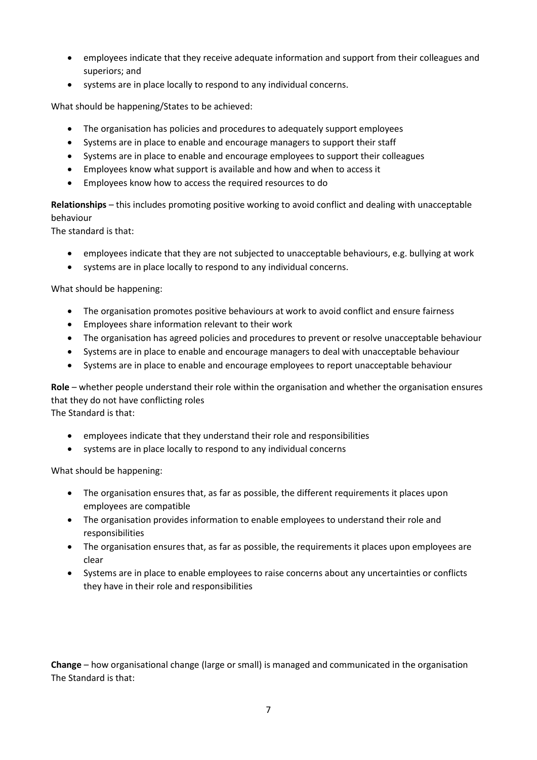- employees indicate that they receive adequate information and support from their colleagues and superiors; and
- systems are in place locally to respond to any individual concerns.

What should be happening/States to be achieved:

- The organisation has policies and procedures to adequately support employees
- Systems are in place to enable and encourage managers to support their staff
- Systems are in place to enable and encourage employees to support their colleagues
- Employees know what support is available and how and when to access it
- Employees know how to access the required resources to do

**Relationships** – this includes promoting positive working to avoid conflict and dealing with unacceptable behaviour
The standard is that:

- employees indicate that they are not subjected to unacceptable behaviours, e.g. bullying at work
- systems are in place locally to respond to any individual concerns.

What should be happening:

- The organisation promotes positive behaviours at work to avoid conflict and ensure fairness
- Employees share information relevant to their work
- The organisation has agreed policies and procedures to prevent or resolve unacceptable behaviour
- Systems are in place to enable and encourage managers to deal with unacceptable behaviour
- Systems are in place to enable and encourage employees to report unacceptable behaviour

**Role** – whether people understand their role within the organisation and whether the organisation ensures that they do not have conflicting roles
The Standard is that:

- employees indicate that they understand their role and responsibilities
- systems are in place locally to respond to any individual concerns

What should be happening:

- The organisation ensures that, as far as possible, the different requirements it places upon employees are compatible
- The organisation provides information to enable employees to understand their role and responsibilities
- The organisation ensures that, as far as possible, the requirements it places upon employees are clear
- Systems are in place to enable employees to raise concerns about any uncertainties or conflicts they have in their role and responsibilities

**Change** – how organisational change (large or small) is managed and communicated in the organisation
The Standard is that: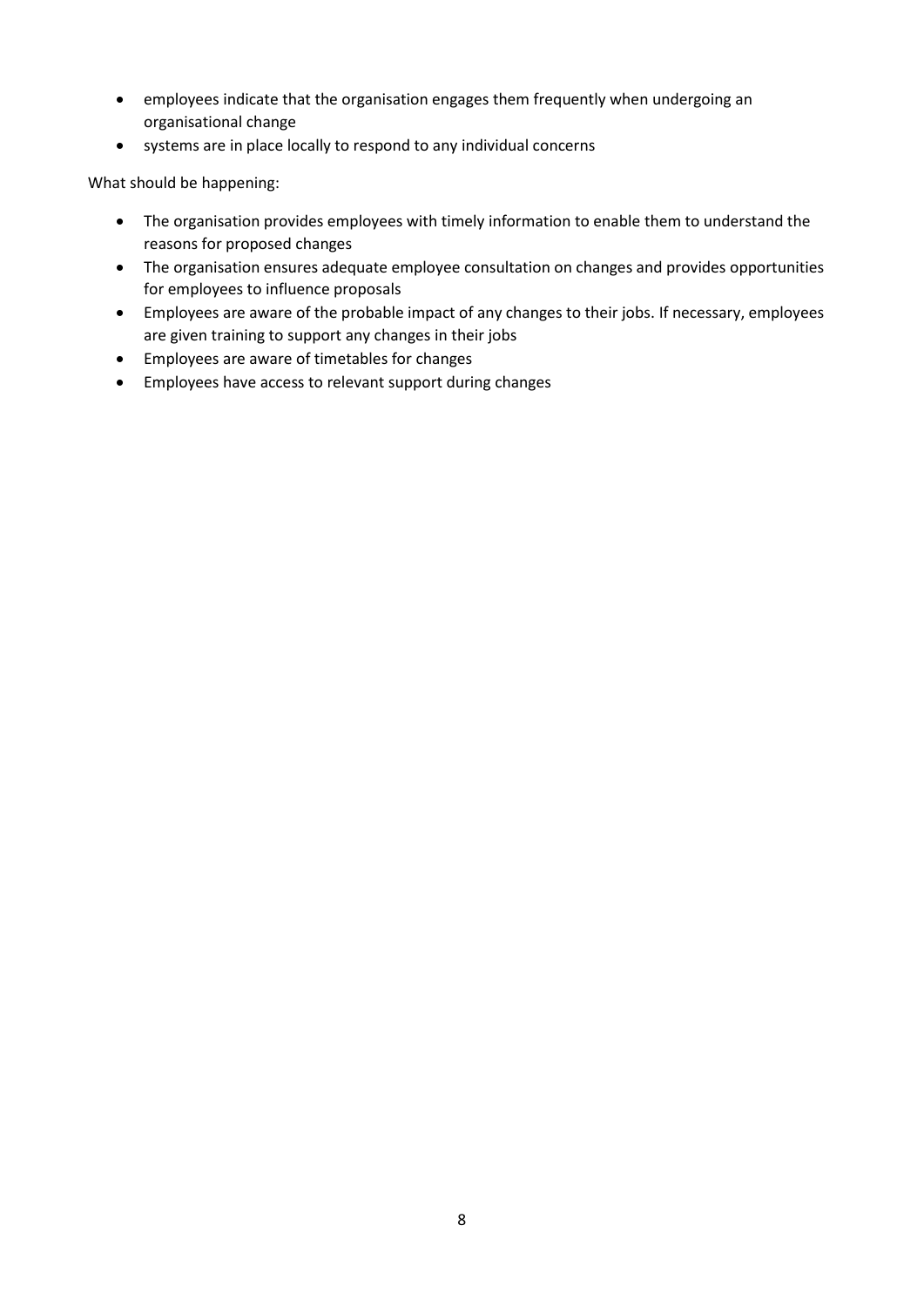- employees indicate that the organisation engages them frequently when undergoing an organisational change
- systems are in place locally to respond to any individual concerns

What should be happening:

- The organisation provides employees with timely information to enable them to understand the reasons for proposed changes
- The organisation ensures adequate employee consultation on changes and provides opportunities for employees to influence proposals
- Employees are aware of the probable impact of any changes to their jobs. If necessary, employees are given training to support any changes in their jobs
- Employees are aware of timetables for changes
- Employees have access to relevant support during changes